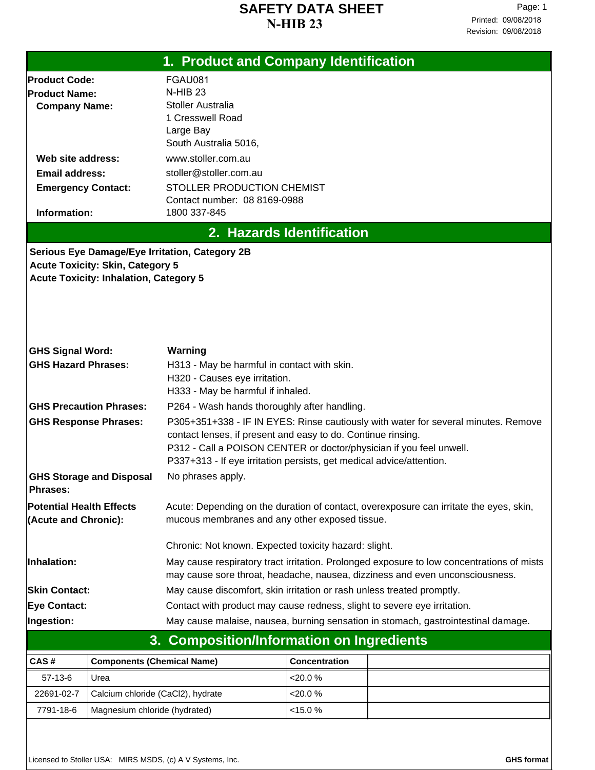# SAFETY DATA SHEET
# N-HIB 23

## 1. Product and Company Identification

**Product Code:** FGAU081

**Product Name:** N-HIB 23

**Company Name:** Stoller Australia
1 Cresswell Road
Large Bay
South Australia 5016,

**Web site address:** www.stoller.com.au

**Email address:** stoller@stoller.com.au

**Emergency Contact:** STOLLER PRODUCTION CHEMIST
Contact number: 08 8169-0988

**Information:** 1800 337-845

## 2. Hazards Identification

**Serious Eye Damage/Eye Irritation, Category 2B**
**Acute Toxicity: Skin, Category 5**
**Acute Toxicity: Inhalation, Category 5**

**GHS Signal Word:** **Warning**

**GHS Hazard Phrases:**
H313 - May be harmful in contact with skin.
H320 - Causes eye irritation.
H333 - May be harmful if inhaled.

**GHS Precaution Phrases:** P264 - Wash hands thoroughly after handling.

**GHS Response Phrases:**
P305+351+338 - IF IN EYES: Rinse cautiously with water for several minutes. Remove contact lenses, if present and easy to do. Continue rinsing.
P312 - Call a POISON CENTER or doctor/physician if you feel unwell.
P337+313 - If eye irritation persists, get medical advice/attention.

**GHS Storage and Disposal Phrases:** No phrases apply.

**Potential Health Effects (Acute and Chronic):** Acute: Depending on the duration of contact, overexposure can irritate the eyes, skin, mucous membranes and any other exposed tissue.

Chronic: Not known. Expected toxicity hazard: slight.

**Inhalation:** May cause respiratory tract irritation. Prolonged exposure to low concentrations of mists may cause sore throat, headache, nausea, dizziness and even unconsciousness.

**Skin Contact:** May cause discomfort, skin irritation or rash unless treated promptly.

**Eye Contact:** Contact with product may cause redness, slight to severe eye irritation.

**Ingestion:** May cause malaise, nausea, burning sensation in stomach, gastrointestinal damage.

## 3. Composition/Information on Ingredients

| CAS # | Components (Chemical Name) | Concentration | |
|---|---|---|---|
| 57-13-6 | Urea | <20.0 % | |
| 22691-02-7 | Calcium chloride (CaCl2), hydrate | <20.0 % | |
| 7791-18-6 | Magnesium chloride (hydrated) | <15.0 % | |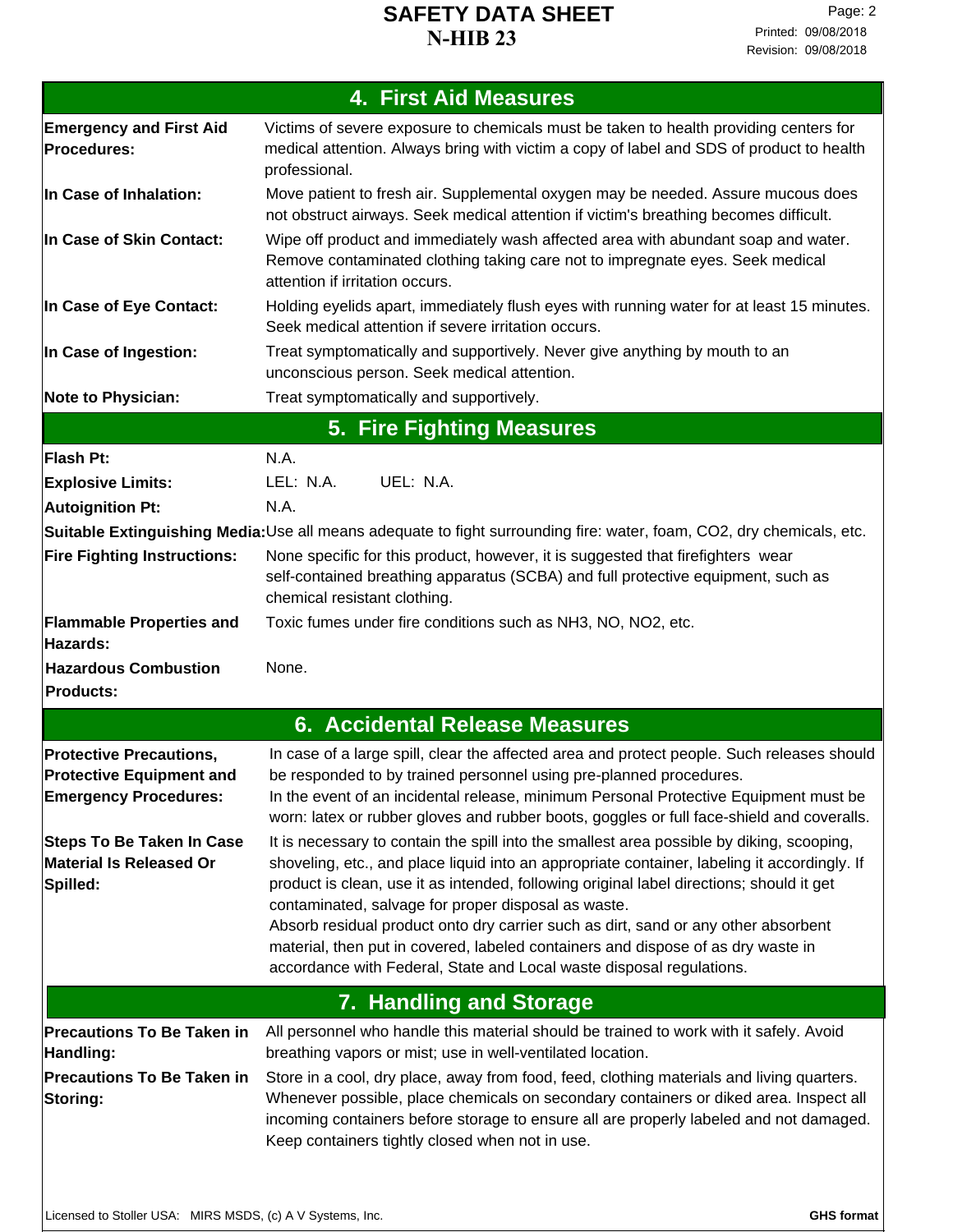## 4. First Aid Measures

**Emergency and First Aid Procedures:** Victims of severe exposure to chemicals must be taken to health providing centers for medical attention. Always bring with victim a copy of label and SDS of product to health professional.

**In Case of Inhalation:** Move patient to fresh air. Supplemental oxygen may be needed. Assure mucous does not obstruct airways. Seek medical attention if victim's breathing becomes difficult.

**In Case of Skin Contact:** Wipe off product and immediately wash affected area with abundant soap and water. Remove contaminated clothing taking care not to impregnate eyes. Seek medical attention if irritation occurs.

**In Case of Eye Contact:** Holding eyelids apart, immediately flush eyes with running water for at least 15 minutes. Seek medical attention if severe irritation occurs.

**In Case of Ingestion:** Treat symptomatically and supportively. Never give anything by mouth to an unconscious person. Seek medical attention.

**Note to Physician:** Treat symptomatically and supportively.

## 5. Fire Fighting Measures

**Flash Pt:** N.A.

**Explosive Limits:** LEL: N.A. UEL: N.A.

**Autoignition Pt:** N.A.

**Suitable Extinguishing Media:** Use all means adequate to fight surrounding fire: water, foam, $CO_2$, dry chemicals, etc.

**Fire Fighting Instructions:** None specific for this product, however, it is suggested that firefighters wear self-contained breathing apparatus (SCBA) and full protective equipment, such as chemical resistant clothing.

**Flammable Properties and Hazards:** Toxic fumes under fire conditions such as $NH_3$, NO, $NO_2$, etc.

**Hazardous Combustion Products:** None.

## 6. Accidental Release Measures

**Protective Precautions, Protective Equipment and Emergency Procedures:** In case of a large spill, clear the affected area and protect people. Such releases should be responded to by trained personnel using pre-planned procedures.
In the event of an incidental release, minimum Personal Protective Equipment must be worn: latex or rubber gloves and rubber boots, goggles or full face-shield and coveralls.

**Steps To Be Taken In Case Material Is Released Or Spilled:** It is necessary to contain the spill into the smallest area possible by diking, scooping, shoveling, etc., and place liquid into an appropriate container, labeling it accordingly. If product is clean, use it as intended, following original label directions; should it get contaminated, salvage for proper disposal as waste.
Absorb residual product onto dry carrier such as dirt, sand or any other absorbent material, then put in covered, labeled containers and dispose of as dry waste in accordance with Federal, State and Local waste disposal regulations.

## 7. Handling and Storage

**Precautions To Be Taken in Handling:** All personnel who handle this material should be trained to work with it safely. Avoid breathing vapors or mist; use in well-ventilated location.

**Precautions To Be Taken in Storing:** Store in a cool, dry place, away from food, feed, clothing materials and living quarters. Whenever possible, place chemicals on secondary containers or diked area. Inspect all incoming containers before storage to ensure all are properly labeled and not damaged. Keep containers tightly closed when not in use.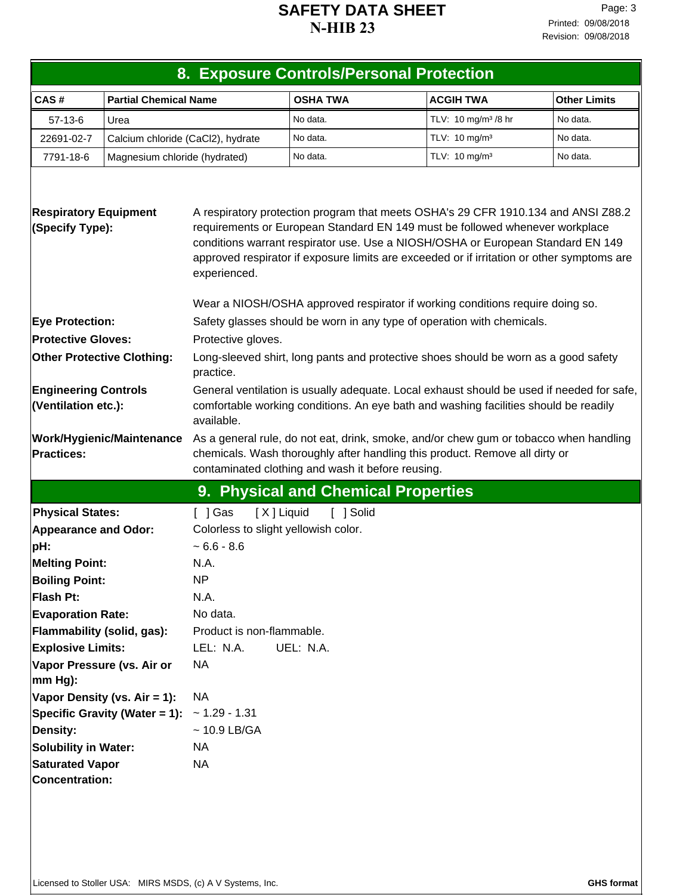## 8. Exposure Controls/Personal Protection

| CAS # | Partial Chemical Name | OSHA TWA | ACGIH TWA | Other Limits |
|---|---|---|---|---|
| 57-13-6 | Urea | No data. | TLV: 10 mg/m³ /8 hr | No data. |
| 22691-02-7 | Calcium chloride (CaCl2), hydrate | No data. | TLV: 10 mg/m³ | No data. |
| 7791-18-6 | Magnesium chloride (hydrated) | No data. | TLV: 10 mg/m³ | No data. |

**Respiratory Equipment (Specify Type):** A respiratory protection program that meets OSHA's 29 CFR 1910.134 and ANSI Z88.2 requirements or European Standard EN 149 must be followed whenever workplace conditions warrant respirator use. Use a NIOSH/OSHA or European Standard EN 149 approved respirator if exposure limits are exceeded or if irritation or other symptoms are experienced.

Wear a NIOSH/OSHA approved respirator if working conditions require doing so.

**Eye Protection:** Safety glasses should be worn in any type of operation with chemicals.

**Protective Gloves:** Protective gloves.

**Other Protective Clothing:** Long-sleeved shirt, long pants and protective shoes should be worn as a good safety practice.

**Engineering Controls (Ventilation etc.):** General ventilation is usually adequate. Local exhaust should be used if needed for safe, comfortable working conditions. An eye bath and washing facilities should be readily available.

**Work/Hygienic/Maintenance Practices:** As a general rule, do not eat, drink, smoke, and/or chew gum or tobacco when handling chemicals. Wash thoroughly after handling this product. Remove all dirty or contaminated clothing and wash it before reusing.

## 9. Physical and Chemical Properties

**Physical States:** [ ] Gas [ X ] Liquid [ ] Solid

**Appearance and Odor:** Colorless to slight yellowish color.

**pH:** ~ 6.6 - 8.6

**Melting Point:** N.A.

**Boiling Point:** NP

**Flash Pt:** N.A.

**Evaporation Rate:** No data.

**Flammability (solid, gas):** Product is non-flammable.

**Explosive Limits:** LEL: N.A. UEL: N.A.

**Vapor Pressure (vs. Air or mm Hg):** NA

**Vapor Density (vs. Air = 1):** NA

**Specific Gravity (Water = 1):** ~ 1.29 - 1.31

**Density:** ~ 10.9 LB/GA

**Solubility in Water:** NA

**Saturated Vapor Concentration:** NA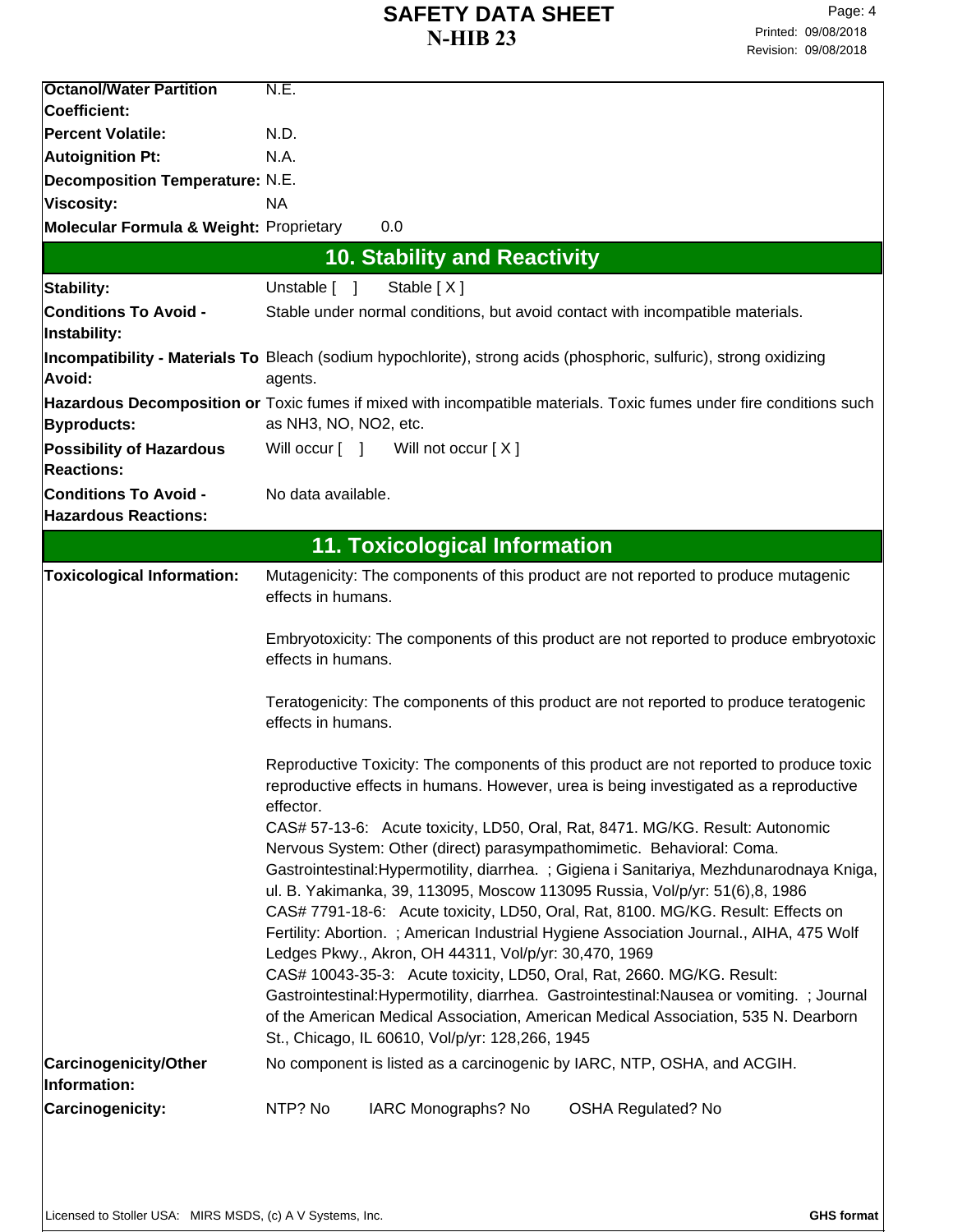| | |
|---|---|
| **Octanol/Water Partition Coefficient:** | N.E. |
| **Percent Volatile:** | N.D. |
| **Autoignition Pt:** | N.A. |
| **Decomposition Temperature:** | N.E. |
| **Viscosity:** | NA |
| **Molecular Formula & Weight:** | Proprietary 0.0 |

## 10. Stability and Reactivity

| | |
|---|---|
| **Stability:** | Unstable [ ] Stable [ X ] |
| **Conditions To Avoid - Instability:** | Stable under normal conditions, but avoid contact with incompatible materials. |
| **Incompatibility - Materials To Avoid:** | Bleach (sodium hypochlorite), strong acids (phosphoric, sulfuric), strong oxidizing agents. |
| **Hazardous Decomposition or Byproducts:** | Toxic fumes if mixed with incompatible materials. Toxic fumes under fire conditions such as $NH_3$, NO, $NO_2$, etc. |
| **Possibility of Hazardous Reactions:** | Will occur [ ] Will not occur [ X ] |
| **Conditions To Avoid - Hazardous Reactions:** | No data available. |

## 11. Toxicological Information

**Toxicological Information:**

Mutagenicity: The components of this product are not reported to produce mutagenic effects in humans.

Embryotoxicity: The components of this product are not reported to produce embryotoxic effects in humans.

Teratogenicity: The components of this product are not reported to produce teratogenic effects in humans.

Reproductive Toxicity: The components of this product are not reported to produce toxic reproductive effects in humans. However, urea is being investigated as a reproductive effector.
CAS# 57-13-6: Acute toxicity, LD50, Oral, Rat, 8471. MG/KG. Result: Autonomic Nervous System: Other (direct) parasympathomimetic. Behavioral: Coma. Gastrointestinal:Hypermotility, diarrhea. ; Gigiena i Sanitariya, Mezhdunarodnaya Kniga, ul. B. Yakimanka, 39, 113095, Moscow 113095 Russia, Vol/p/yr: 51(6),8, 1986
CAS# 7791-18-6: Acute toxicity, LD50, Oral, Rat, 8100. MG/KG. Result: Effects on Fertility: Abortion. ; American Industrial Hygiene Association Journal., AIHA, 475 Wolf Ledges Pkwy., Akron, OH 44311, Vol/p/yr: 30,470, 1969
CAS# 10043-35-3: Acute toxicity, LD50, Oral, Rat, 2660. MG/KG. Result: Gastrointestinal:Hypermotility, diarrhea. Gastrointestinal:Nausea or vomiting. ; Journal of the American Medical Association, American Medical Association, 535 N. Dearborn St., Chicago, IL 60610, Vol/p/yr: 128,266, 1945

| | |
|---|---|
| **Carcinogenicity/Other Information:** | No component is listed as a carcinogenic by IARC, NTP, OSHA, and ACGIH. |
| **Carcinogenicity:** | NTP? No IARC Monographs? No OSHA Regulated? No |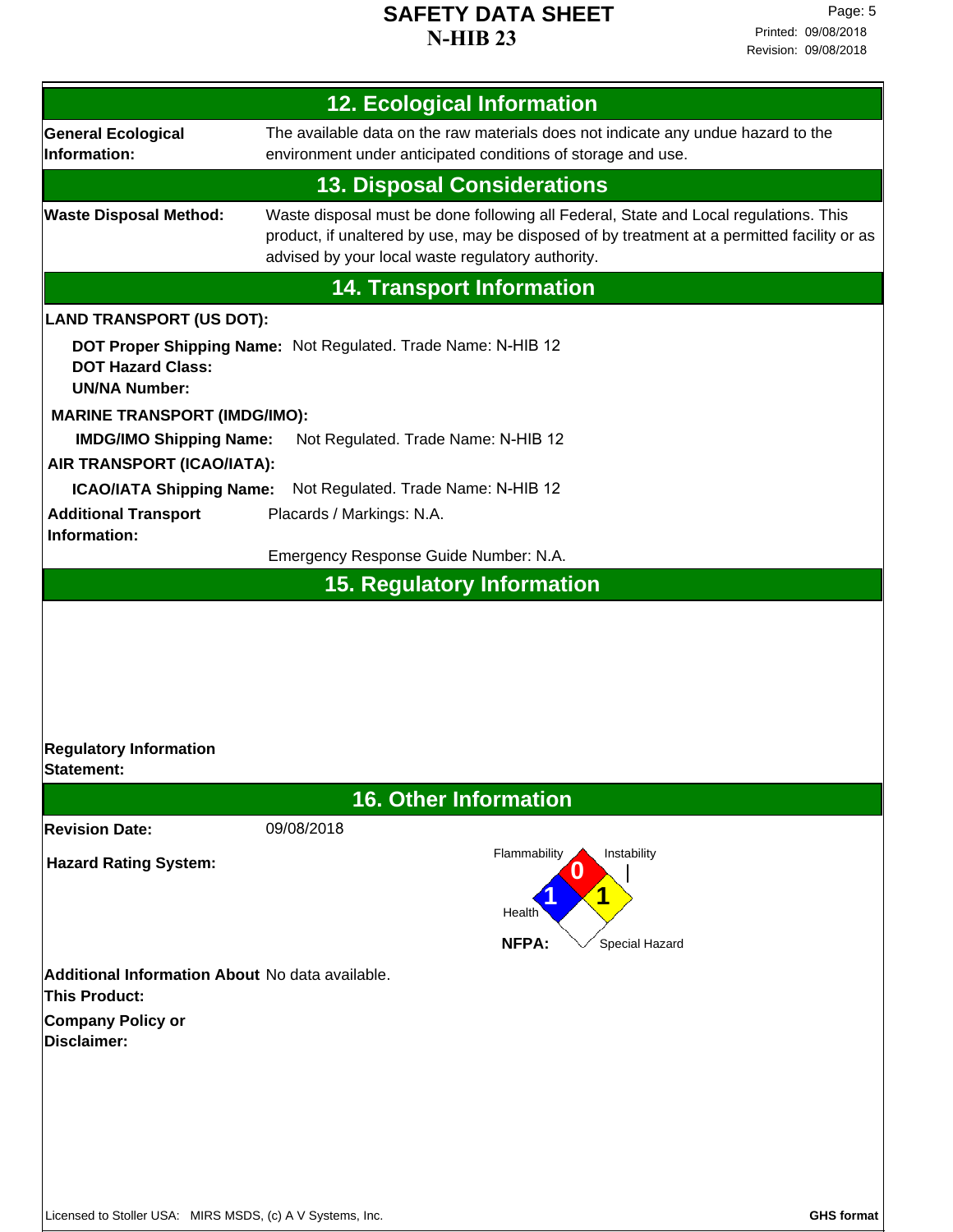## 12. Ecological Information

**General Ecological Information:** The available data on the raw materials does not indicate any undue hazard to the environment under anticipated conditions of storage and use.

## 13. Disposal Considerations

**Waste Disposal Method:** Waste disposal must be done following all Federal, State and Local regulations. This product, if unaltered by use, may be disposed of by treatment at a permitted facility or as advised by your local waste regulatory authority.

## 14. Transport Information

**LAND TRANSPORT (US DOT):**

**DOT Proper Shipping Name:** Not Regulated. Trade Name: N-HIB 12

**DOT Hazard Class:**

**UN/NA Number:**

**MARINE TRANSPORT (IMDG/IMO):**

**IMDG/IMO Shipping Name:** Not Regulated. Trade Name: N-HIB 12

**AIR TRANSPORT (ICAO/IATA):**

**ICAO/IATA Shipping Name:** Not Regulated. Trade Name: N-HIB 12

**Additional Transport Information:** Placards / Markings: N.A.

Emergency Response Guide Number: N.A.

## 15. Regulatory Information

**Regulatory Information Statement:**

## 16. Other Information

**Revision Date:** 09/08/2018

**Hazard Rating System:**

NFPA:

Flammability: 0

Health: 1

Instability: 1

Special Hazard

**Additional Information About This Product:** No data available.

**Company Policy or Disclaimer:**

Licensed to Stoller USA: MIRS MSDS, (c) A V Systems, Inc.

GHS format